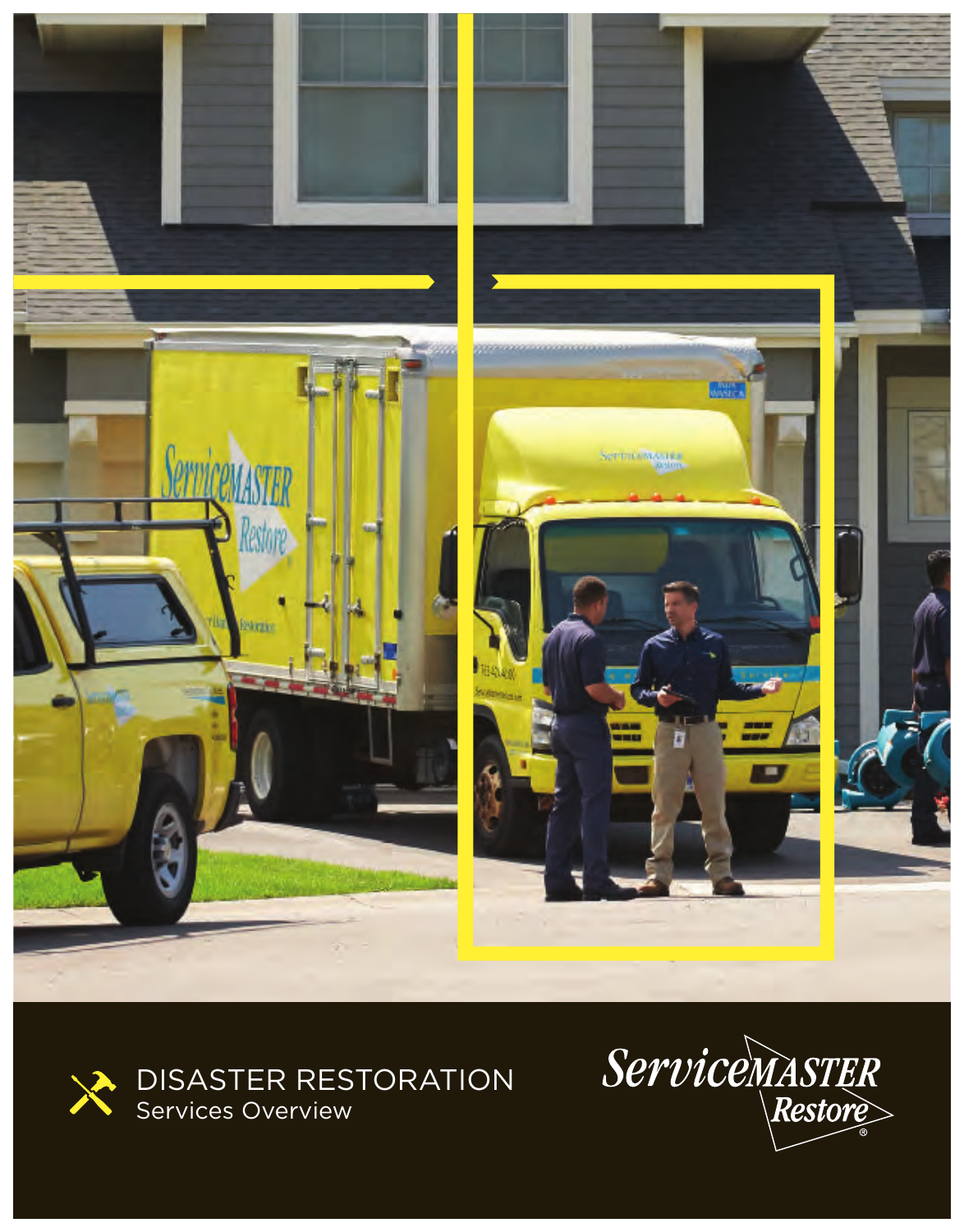# DISASTER RESTORATION

Services Overview

ServiceMASTER Restore®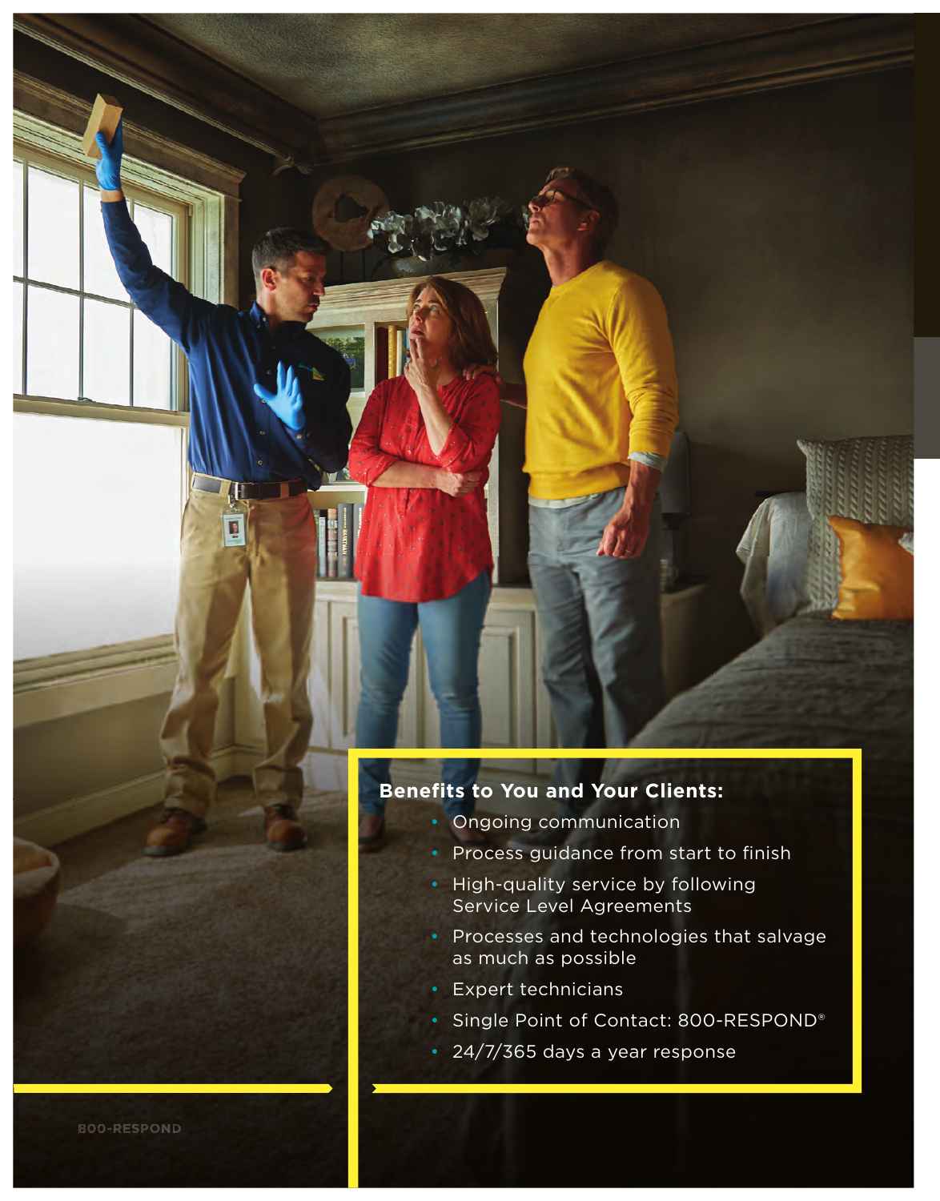**Benefits to You and Your Clients:**

- Ongoing communication
- Process guidance from start to finish
- High-quality service by following Service Level Agreements
- Processes and technologies that salvage as much as possible
- Expert technicians
- Single Point of Contact: 800-RESPOND®
- 24/7/365 days a year response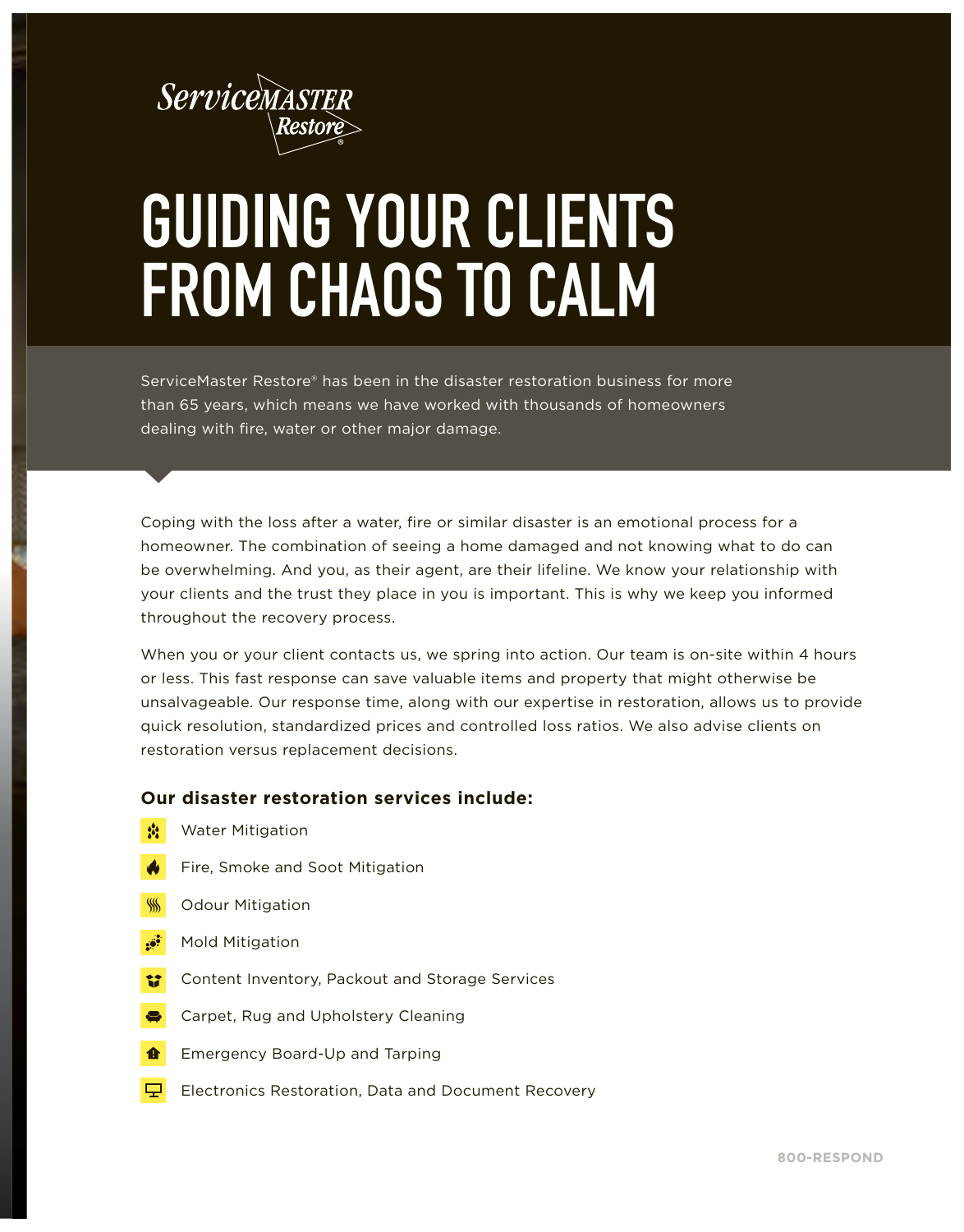ServiceMASTER Restore®

# GUIDING YOUR CLIENTS FROM CHAOS TO CALM

ServiceMaster Restore® has been in the disaster restoration business for more than 65 years, which means we have worked with thousands of homeowners dealing with fire, water or other major damage.

Coping with the loss after a water, fire or similar disaster is an emotional process for a homeowner. The combination of seeing a home damaged and not knowing what to do can be overwhelming. And you, as their agent, are their lifeline. We know your relationship with your clients and the trust they place in you is important. This is why we keep you informed throughout the recovery process.

When you or your client contacts us, we spring into action. Our team is on-site within 4 hours or less. This fast response can save valuable items and property that might otherwise be unsalvageable. Our response time, along with our expertise in restoration, allows us to provide quick resolution, standardized prices and controlled loss ratios. We also advise clients on restoration versus replacement decisions.

**Our disaster restoration services include:**

- Water Mitigation
- Fire, Smoke and Soot Mitigation
- Odour Mitigation
- Mold Mitigation
- Content Inventory, Packout and Storage Services
- Carpet, Rug and Upholstery Cleaning
- Emergency Board-Up and Tarping
- Electronics Restoration, Data and Document Recovery

800-RESPOND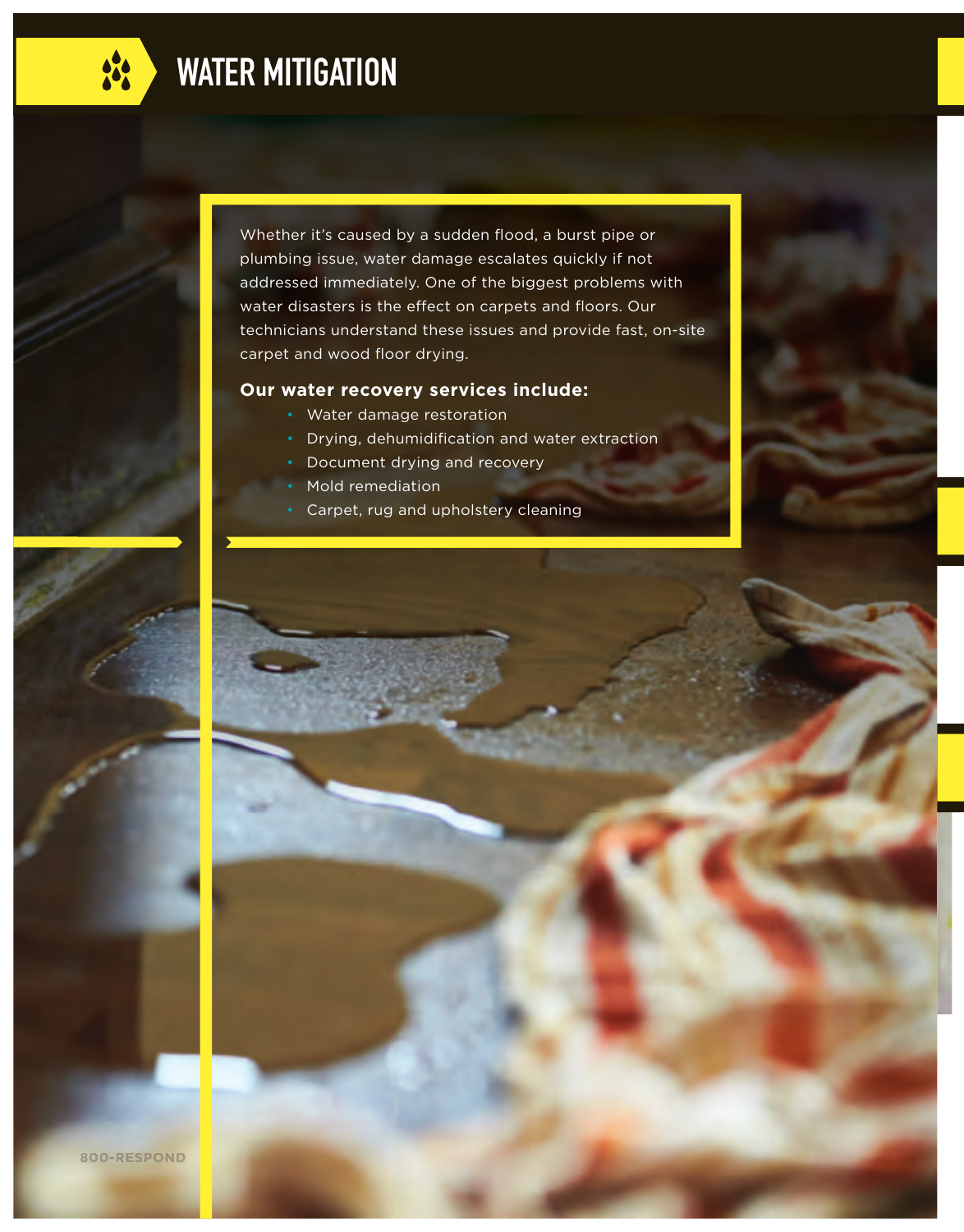# WATER MITIGATION

Whether it's caused by a sudden flood, a burst pipe or plumbing issue, water damage escalates quickly if not addressed immediately. One of the biggest problems with water disasters is the effect on carpets and floors. Our technicians understand these issues and provide fast, on-site carpet and wood floor drying.

**Our water recovery services include:**

- Water damage restoration
- Drying, dehumidification and water extraction
- Document drying and recovery
- Mold remediation
- Carpet, rug and upholstery cleaning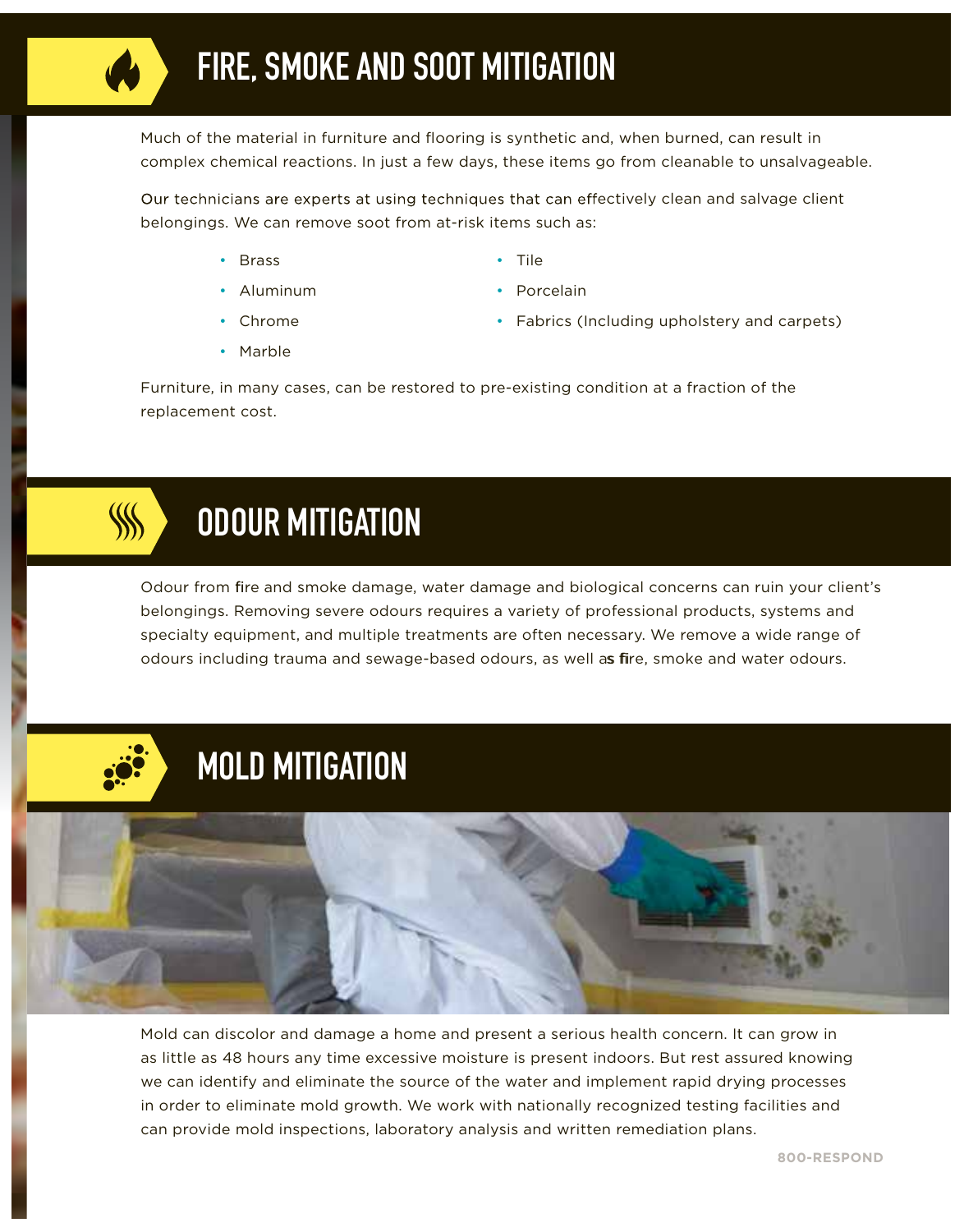## FIRE, SMOKE AND SOOT MITIGATION

Much of the material in furniture and flooring is synthetic and, when burned, can result in complex chemical reactions. In just a few days, these items go from cleanable to unsalvageable.

Our technicians are experts at using techniques that can effectively clean and salvage client belongings. We can remove soot from at-risk items such as:

- Brass
- Aluminum
- Chrome
- Marble
- Tile
- Porcelain
- Fabrics (Including upholstery and carpets)

Furniture, in many cases, can be restored to pre-existing condition at a fraction of the replacement cost.

## ODOUR MITIGATION

Odour from fire and smoke damage, water damage and biological concerns can ruin your client's belongings. Removing severe odours requires a variety of professional products, systems and specialty equipment, and multiple treatments are often necessary. We remove a wide range of odours including trauma and sewage-based odours, as well as fire, smoke and water odours.

## MOLD MITIGATION

Mold can discolor and damage a home and present a serious health concern. It can grow in as little as 48 hours any time excessive moisture is present indoors. But rest assured knowing we can identify and eliminate the source of the water and implement rapid drying processes in order to eliminate mold growth. We work with nationally recognized testing facilities and can provide mold inspections, laboratory analysis and written remediation plans.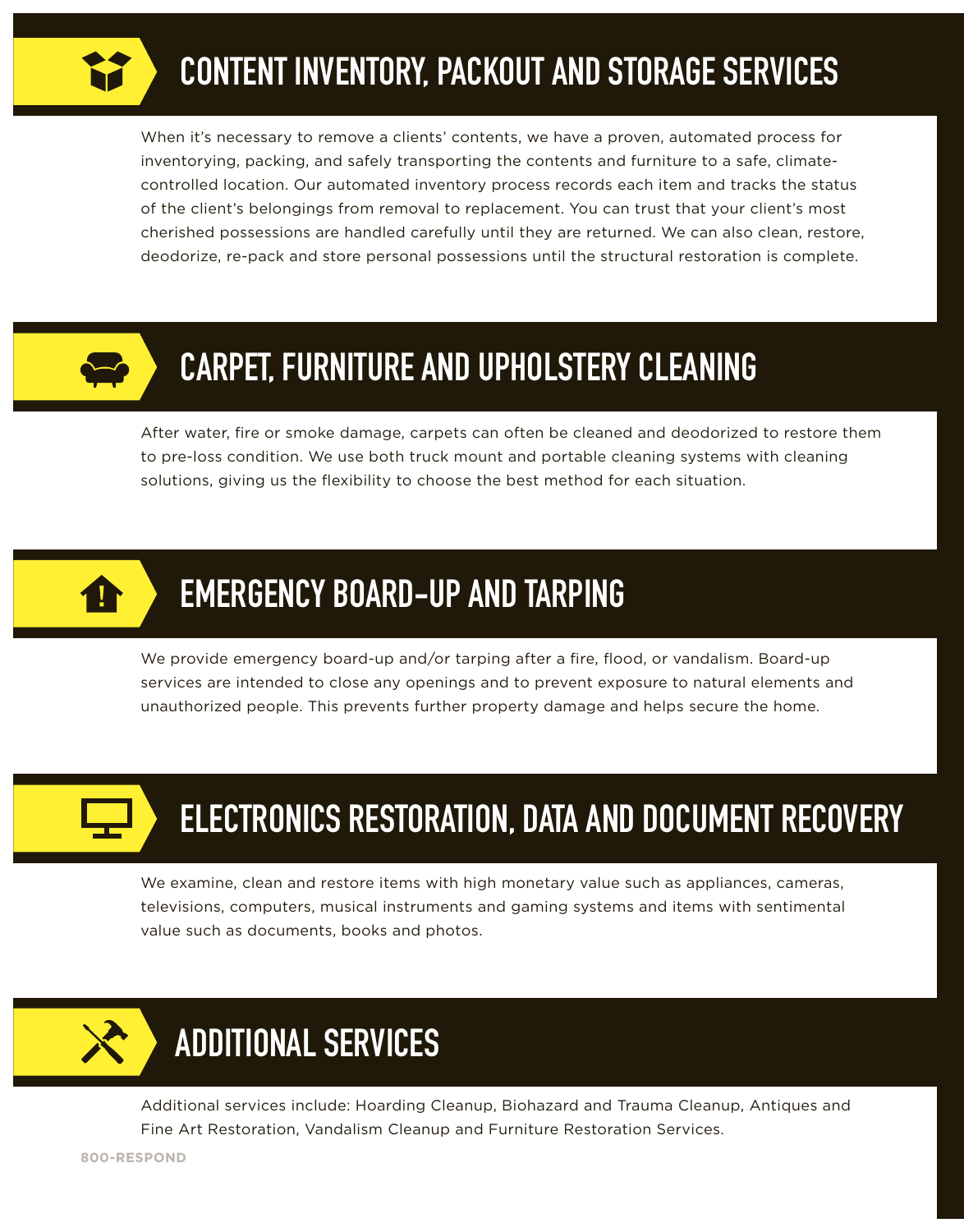## CONTENT INVENTORY, PACKOUT AND STORAGE SERVICES

When it's necessary to remove a clients' contents, we have a proven, automated process for inventorying, packing, and safely transporting the contents and furniture to a safe, climate-controlled location. Our automated inventory process records each item and tracks the status of the client's belongings from removal to replacement. You can trust that your client's most cherished possessions are handled carefully until they are returned. We can also clean, restore, deodorize, re-pack and store personal possessions until the structural restoration is complete.

## CARPET, FURNITURE AND UPHOLSTERY CLEANING

After water, fire or smoke damage, carpets can often be cleaned and deodorized to restore them to pre-loss condition. We use both truck mount and portable cleaning systems with cleaning solutions, giving us the flexibility to choose the best method for each situation.

## EMERGENCY BOARD-UP AND TARPING

We provide emergency board-up and/or tarping after a fire, flood, or vandalism. Board-up services are intended to close any openings and to prevent exposure to natural elements and unauthorized people. This prevents further property damage and helps secure the home.

## ELECTRONICS RESTORATION, DATA AND DOCUMENT RECOVERY

We examine, clean and restore items with high monetary value such as appliances, cameras, televisions, computers, musical instruments and gaming systems and items with sentimental value such as documents, books and photos.

## ADDITIONAL SERVICES

Additional services include: Hoarding Cleanup, Biohazard and Trauma Cleanup, Antiques and Fine Art Restoration, Vandalism Cleanup and Furniture Restoration Services.

**800-RESPOND**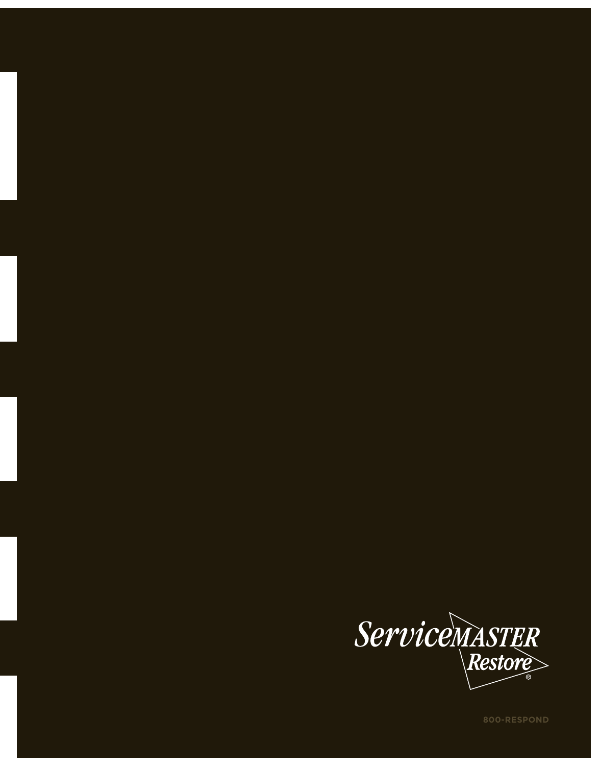ServiceMASTER Restore®

800-RESPOND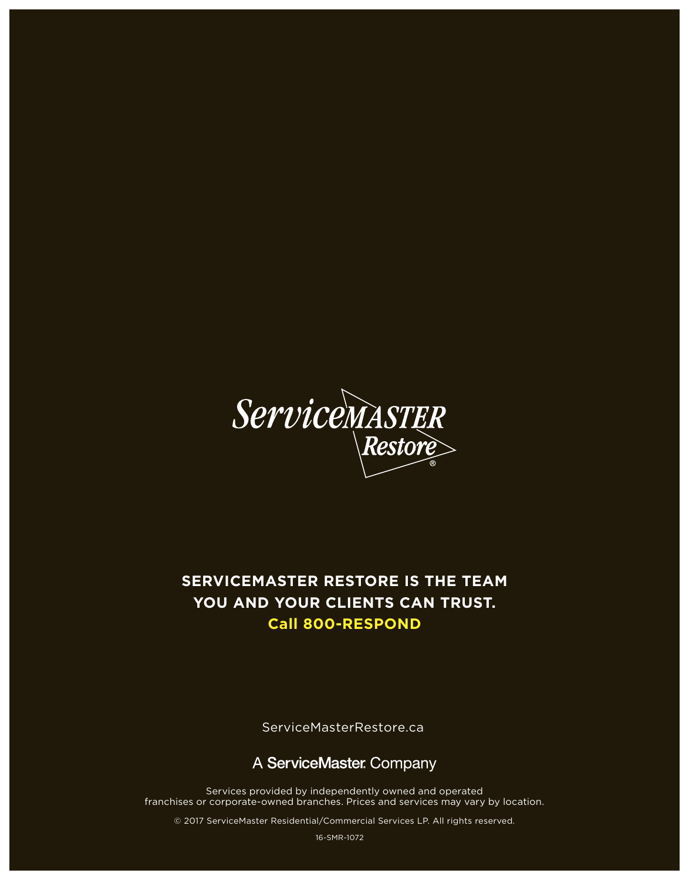ServiceMASTER Restore®

**SERVICEMASTER RESTORE IS THE TEAM YOU AND YOUR CLIENTS CAN TRUST.**

**Call 800-RESPOND**

ServiceMasterRestore.ca

A ServiceMaster Company

Services provided by independently owned and operated franchises or corporate-owned branches. Prices and services may vary by location.

© 2017 ServiceMaster Residential/Commercial Services LP. All rights reserved.

16-SMR-1072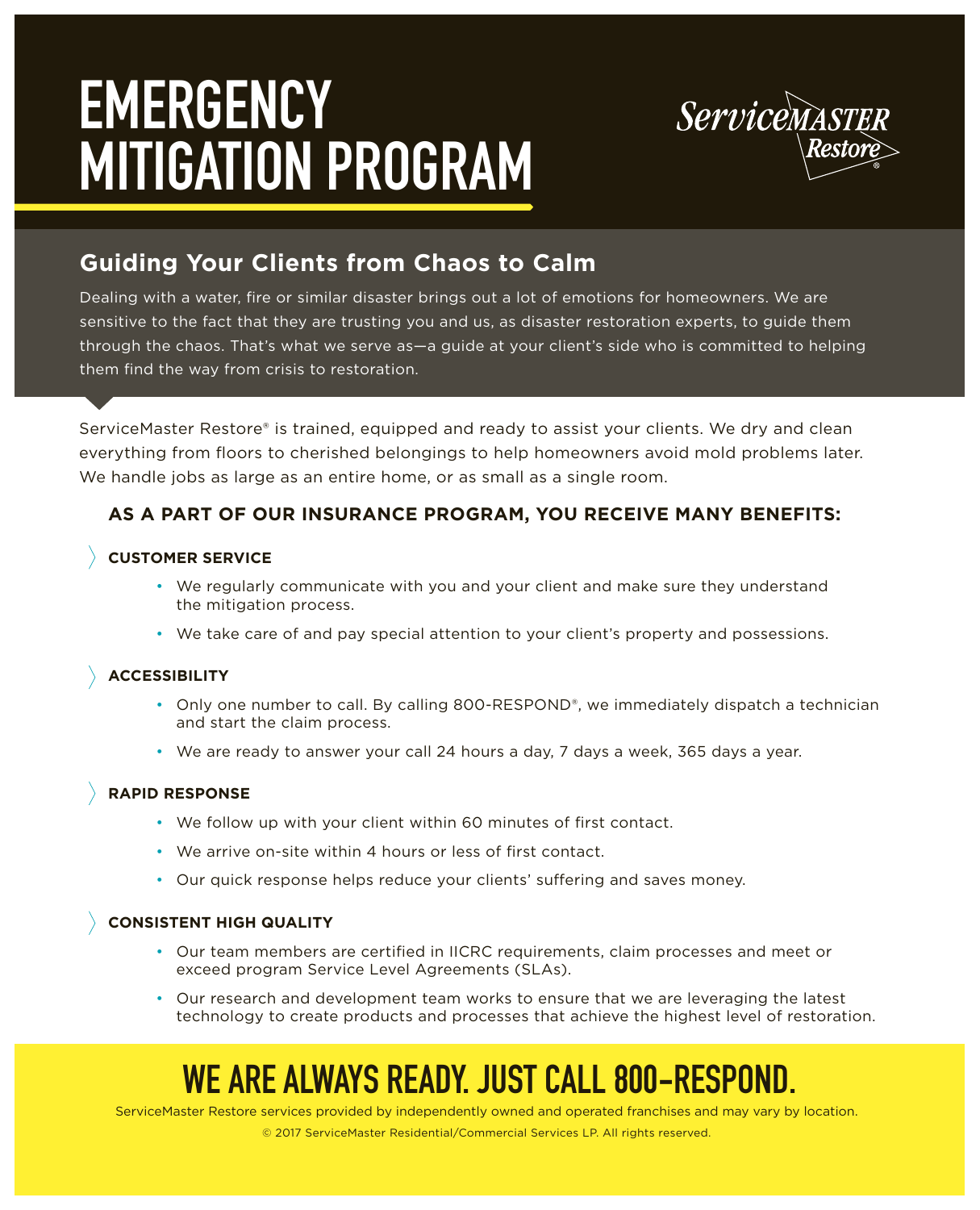# EMERGENCY MITIGATION PROGRAM

ServiceMASTER Restore®

## Guiding Your Clients from Chaos to Calm

Dealing with a water, fire or similar disaster brings out a lot of emotions for homeowners. We are sensitive to the fact that they are trusting you and us, as disaster restoration experts, to guide them through the chaos. That's what we serve as—a guide at your client's side who is committed to helping them find the way from crisis to restoration.

ServiceMaster Restore® is trained, equipped and ready to assist your clients. We dry and clean everything from floors to cherished belongings to help homeowners avoid mold problems later. We handle jobs as large as an entire home, or as small as a single room.

### AS A PART OF OUR INSURANCE PROGRAM, YOU RECEIVE MANY BENEFITS:

**CUSTOMER SERVICE**

- We regularly communicate with you and your client and make sure they understand the mitigation process.
- We take care of and pay special attention to your client's property and possessions.

**ACCESSIBILITY**

- Only one number to call. By calling 800-RESPOND®, we immediately dispatch a technician and start the claim process.
- We are ready to answer your call 24 hours a day, 7 days a week, 365 days a year.

**RAPID RESPONSE**

- We follow up with your client within 60 minutes of first contact.
- We arrive on-site within 4 hours or less of first contact.
- Our quick response helps reduce your clients' suffering and saves money.

**CONSISTENT HIGH QUALITY**

- Our team members are certified in IICRC requirements, claim processes and meet or exceed program Service Level Agreements (SLAs).
- Our research and development team works to ensure that we are leveraging the latest technology to create products and processes that achieve the highest level of restoration.

## WE ARE ALWAYS READY. JUST CALL 800-RESPOND.

ServiceMaster Restore services provided by independently owned and operated franchises and may vary by location.

© 2017 ServiceMaster Residential/Commercial Services LP. All rights reserved.